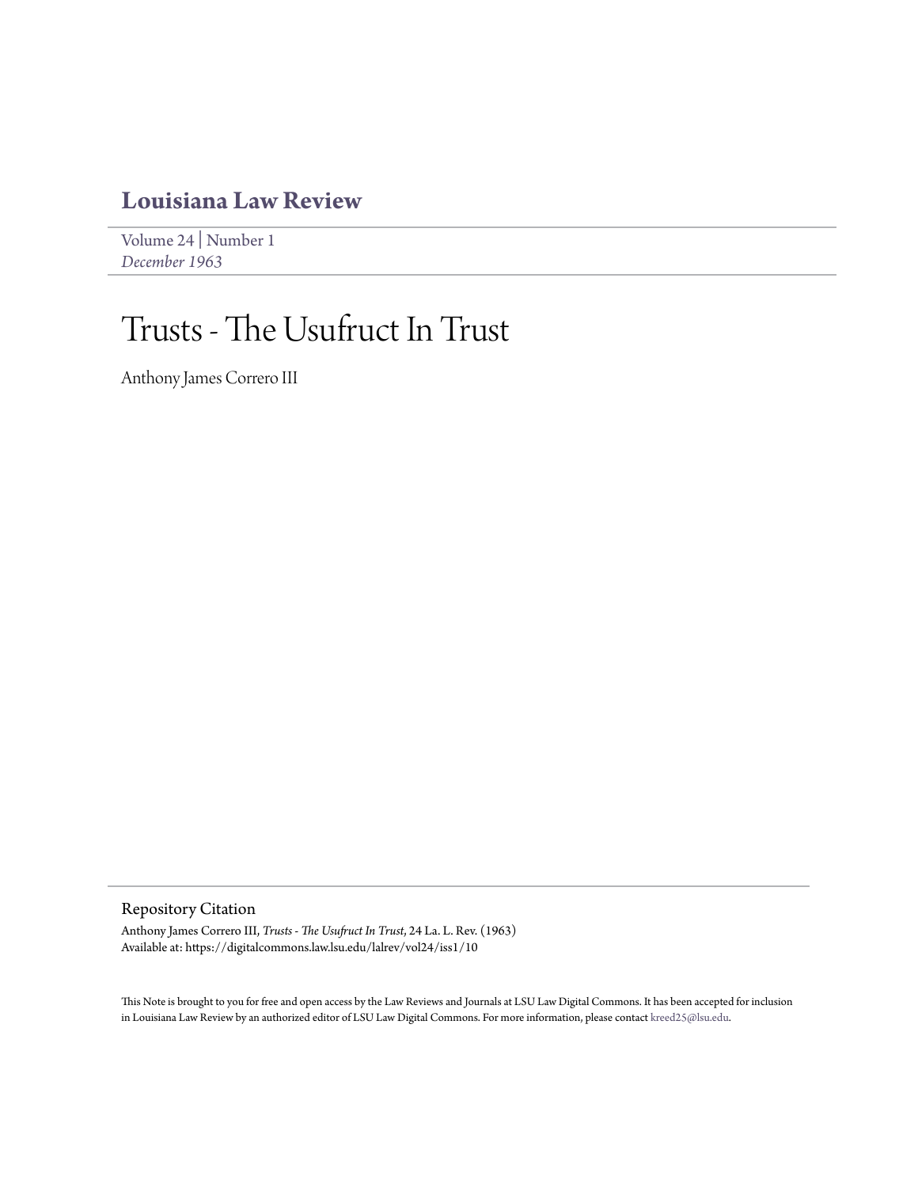# Louisiana Law Review

Volume 24 | Number 1
*December 1963*

# Trusts - The Usufruct In Trust

Anthony James Correro III

## Repository Citation

Anthony James Correro III, *Trusts - The Usufruct In Trust*, 24 La. L. Rev. (1963)
Available at: https://digitalcommons.law.lsu.edu/lalrev/vol24/iss1/10

This Note is brought to you for free and open access by the Law Reviews and Journals at LSU Law Digital Commons. It has been accepted for inclusion in Louisiana Law Review by an authorized editor of LSU Law Digital Commons. For more information, please contact kreed25@lsu.edu.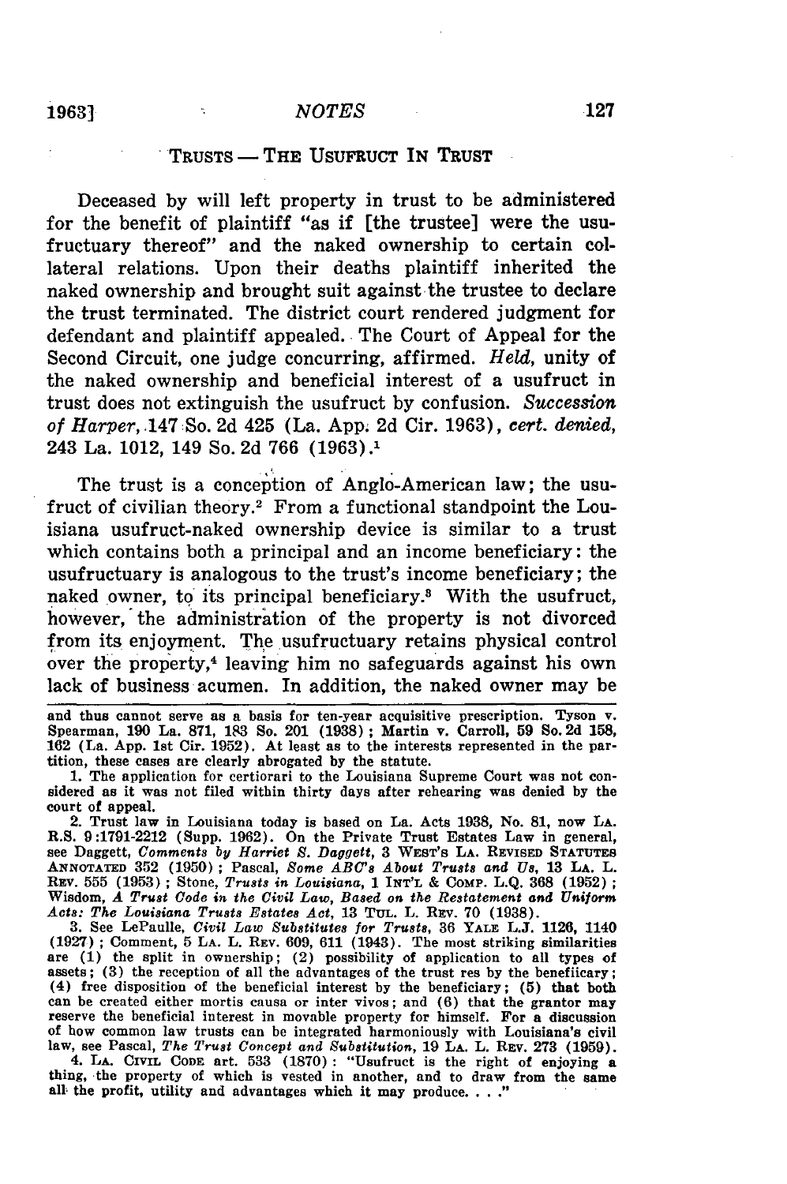## TRUSTS — THE USUFRUCT IN TRUST

Deceased by will left property in trust to be administered for the benefit of plaintiff "as if [the trustee] were the usufructuary thereof" and the naked ownership to certain collateral relations. Upon their deaths plaintiff inherited the naked ownership and brought suit against the trustee to declare the trust terminated. The district court rendered judgment for defendant and plaintiff appealed. The Court of Appeal for the Second Circuit, one judge concurring, affirmed. *Held*, unity of the naked ownership and beneficial interest of a usufruct in trust does not extinguish the usufruct by confusion. *Succession of Harper*, 147 So. 2d 425 (La. App. 2d Cir. 1963), *cert. denied*, 243 La. 1012, 149 So. 2d 766 (1963).[1]

The trust is a conception of Anglo-American law; the usufruct of civilian theory.[2] From a functional standpoint the Louisiana usufruct-naked ownership device is similar to a trust which contains both a principal and an income beneficiary: the usufructuary is analogous to the trust's income beneficiary; the naked owner, to its principal beneficiary.[3] With the usufruct, however, the administration of the property is not divorced from its enjoyment. The usufructuary retains physical control over the property,[4] leaving him no safeguards against his own lack of business acumen. In addition, the naked owner may be

---

and thus cannot serve as a basis for ten-year acquisitive prescription. Tyson v. Spearman, 190 La. 871, 183 So. 201 (1938); Martin v. Carroll, 59 So. 2d 158, 162 (La. App. 1st Cir. 1952). At least as to the interests represented in the partition, these cases are clearly abrogated by the statute.

1. The application for certiorari to the Louisiana Supreme Court was not considered as it was not filed within thirty days after rehearing was denied by the court of appeal.

2. Trust law in Louisiana today is based on La. Acts 1938, No. 81, now LA. R.S. 9:1791-2212 (Supp. 1962). On the Private Trust Estates Law in general, see Daggett, *Comments by Harriet S. Daggett*, 3 WEST'S LA. REVISED STATUTES ANNOTATED 352 (1950); Pascal, *Some ABC's About Trusts and Us*, 13 LA. L. REV. 555 (1953); Stone, *Trusts in Louisiana*, 1 INT'L & COMP. L.Q. 368 (1952); Wisdom, *A Trust Code in the Civil Law, Based on the Restatement and Uniform Acts: The Louisiana Trusts Estates Act*, 13 TUL. L. REV. 70 (1938).

3. See LePaulle, *Civil Law Substitutes for Trusts*, 36 YALE L.J. 1126, 1140 (1927); Comment, 5 LA. L. REV. 609, 611 (1943). The most striking similarities are (1) the split in ownership; (2) possibility of application to all types of assets; (3) the reception of all the advantages of the trust res by the beneficiary; (4) free disposition of the beneficial interest by the beneficiary; (5) that both can be created either mortis causa or inter vivos; and (6) that the grantor may reserve the beneficial interest in movable property for himself. For a discussion of how common law trusts can be integrated harmoniously with Louisiana's civil law, see Pascal, *The Trust Concept and Substitution*, 19 LA. L. REV. 273 (1959).

4. LA. CIVIL CODE art. 533 (1870): "Usufruct is the right of enjoying a thing, the property of which is vested in another, and to draw from the same all the profit, utility and advantages which it may produce. . . ."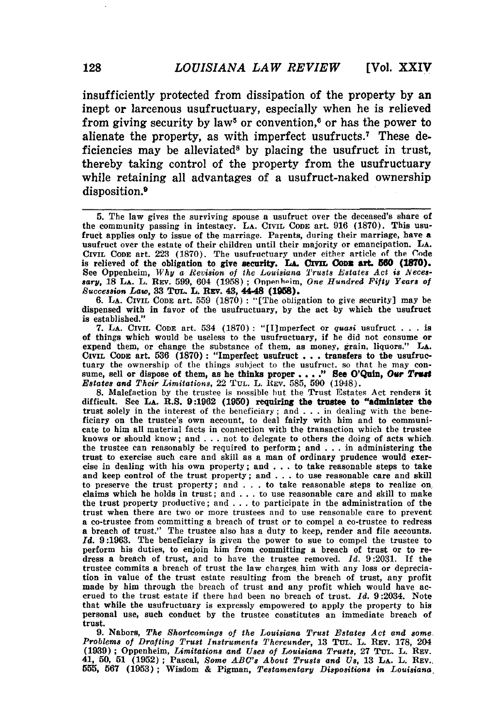insufficiently protected from dissipation of the property by an inept or larcenous usufructuary, especially when he is relieved from giving security by law[5] or convention,[6] or has the power to alienate the property, as with imperfect usufructs.[7] These deficiencies may be alleviated[8] by placing the usufruct in trust, thereby taking control of the property from the usufructuary while retaining all advantages of a usufruct-naked ownership disposition.[9]

---

5. The law gives the surviving spouse a usufruct over the deceased's share of the community passing in intestacy. LA. CIVIL CODE art. 916 (1870). This usufruct applies only to issue of the marriage. Parents, during their marriage, have a usufruct over the estate of their children until their majority or emancipation. LA. CIVIL CODE art. 223 (1870). The usufructuary under either article of the Code is relieved of the obligation to give security. LA. CIVIL CODE art. 560 (1870). See Oppenheim, *Why a Revision of the Louisiana Trusts Estates Act is Necessary*, 18 LA. L. REV. 599, 604 (1958); Oppenheim, *One Hundred Fifty Years of Succession Law*, 33 TUL. L. REV. 43, 44-48 (1958).

6. LA. CIVIL CODE art. 559 (1870): "[The obligation to give security] may be dispensed with in favor of the usufructuary, by the act by which the usufruct is established."

7. LA. CIVIL CODE art. 534 (1870): "[I]mperfect or *quasi* usufruct . . . is of things which would be useless to the usufructuary, if he did not consume or expend them, or change the substance of them, as money, grain, liquors." LA. CIVIL CODE art. 536 (1870): "Imperfect usufruct . . . transfers to the usufructuary the ownership of the things subject to the usufruct, so that he may consume, sell or dispose of them, as he thinks proper . . . ." See O'Quin, *Our Trust Estates and Their Limitations*, 22 TUL. L. REV. 585, 590 (1948).

8. Malefaction by the trustee is possible but the Trust Estates Act renders it difficult. See LA. R.S. 9:1962 (1950) requiring the trustee to "administer the trust solely in the interest of the beneficiary; and . . . in dealing with the beneficiary on the trustee's own account, to deal fairly with him and to communicate to him all material facts in connection with the transaction which the trustee knows or should know; and . . . not to delegate to others the doing of acts which the trustee can reasonably be required to perform; and . . . in administering the trust to exercise such care and skill as a man of ordinary prudence would exercise in dealing with his own property; and . . . to take reasonable steps to take and keep control of the trust property; and . . . to use reasonable care and skill to preserve the trust property; and . . . to take reasonable steps to realize on claims which he holds in trust; and . . . to use reasonable care and skill to make the trust property productive; and . . . to participate in the administration of the trust when there are two or more trustees and to use reasonable care to prevent a co-trustee from committing a breach of trust or to compel a co-trustee to redress a breach of trust." The trustee also has a duty to keep, render and file accounts. *Id.* 9:1963. The beneficiary is given the power to sue to compel the trustee to perform his duties, to enjoin him from committing a breach of trust or to redress a breach of trust, and to have the trustee removed. *Id.* 9:2031. If the trustee commits a breach of trust the law charges him with any loss or depreciation in value of the trust estate resulting from the breach of trust, any profit made by him through the breach of trust and any profit which would have accrued to the trust estate if there had been no breach of trust. *Id.* 9:2034. Note that while the usufructuary is expressly empowered to apply the property to his personal use, such conduct by the trustee constitutes an immediate breach of trust.

9. Nabors, *The Shortcomings of the Louisiana Trust Estates Act and some Problems of Drafting Trust Instruments Thereunder*, 13 TUL. L. REV. 178, 204 (1939); Oppenheim, *Limitations and Uses of Louisiana Trusts*, 27 TUL. L. REV. 41, 50, 51 (1952); Pascal, *Some ABC's About Trusts and Us*, 13 LA. L. REV. 555, 567 (1953); Wisdom & Pigman, *Testamentary Dispositions in Louisiana*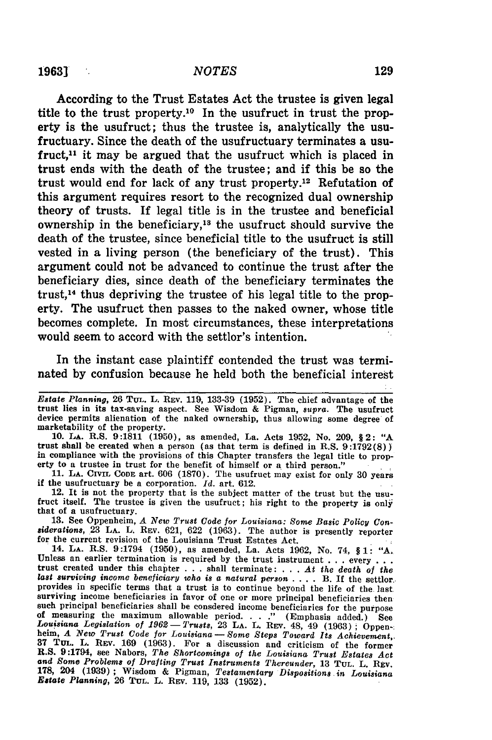According to the Trust Estates Act the trustee is given legal title to the trust property.[10] In the usufruct in trust the property is the usufruct; thus the trustee is, analytically the usufructuary. Since the death of the usufructuary terminates a usufruct,[11] it may be argued that the usufruct which is placed in trust ends with the death of the trustee; and if this be so the trust would end for lack of any trust property.[12] Refutation of this argument requires resort to the recognized dual ownership theory of trusts. If legal title is in the trustee and beneficial ownership in the beneficiary,[13] the usufruct should survive the death of the trustee, since beneficial title to the usufruct is still vested in a living person (the beneficiary of the trust). This argument could not be advanced to continue the trust after the beneficiary dies, since death of the beneficiary terminates the trust,[14] thus depriving the trustee of his legal title to the property. The usufruct then passes to the naked owner, whose title becomes complete. In most circumstances, these interpretations would seem to accord with the settlor's intention.

In the instant case plaintiff contended the trust was terminated by confusion because he held both the beneficial interest

---

*Estate Planning*, 26 TUL. L. REV. 119, 133-39 (1952). The chief advantage of the trust lies in its tax-saving aspect. See Wisdom & Pigman, *supra*. The usufruct device permits alienation of the naked ownership, thus allowing some degree of marketability of the property.

10. LA. R.S. 9:1811 (1950), as amended, La. Acts 1952, No. 209, § 2: "A trust shall be created when a person (as that term is defined in R.S. 9:1792(8)) in compliance with the provisions of this Chapter transfers the legal title to property to a trustee in trust for the benefit of himself or a third person."

11. LA. CIVIL CODE art. 606 (1870). The usufruct may exist for only 30 years if the usufructuary be a corporation. *Id.* art. 612.

12. It is not the property that is the subject matter of the trust but the usufruct itself. The trustee is given the usufruct; his right to the property is only that of a usufructuary.

13. See Oppenheim, *A New Trust Code for Louisiana: Some Basic Policy Considerations*, 23 LA. L. REV. 621, 622 (1963). The author is presently reporter for the current revision of the Louisiana Trust Estates Act.

14. LA. R.S. 9:1794 (1950), as amended, La. Acts 1962, No. 74, § 1: "A. Unless an earlier termination is required by the trust instrument . . . every . . . trust created under this chapter . . . shall terminate: . . . *At the death of the last surviving income beneficiary who is a natural person* . . . . B. If the settlor provides in specific terms that a trust is to continue beyond the life of the last surviving income beneficiaries in favor of one or more principal beneficiaries then such principal beneficiaries shall be consdered income beneficiaries for the purpose of measuring the maximum allowable period. . . ." (Emphasis added.) See *Louisiana Legislation of 1962 — Trusts*, 23 LA. L. REV. 48, 49 (1963); Oppenheim, *A New Trust Code for Louisiana — Some Steps Toward Its Achievement*, 37 TUL. L. REV. 169 (1963). For a discussion and criticism of the former R.S. 9:1794, see Nabors, *The Shortcomings of the Louisiana Trust Estates Act and Some Problems of Drafting Trust Instruments Thereunder*, 13 TUL. L. REV. 178, 204 (1939); Wisdom & Pigman, *Testamentary Dispositions in Louisiana Estate Planning*, 26 TUL. L. REV. 119, 133 (1952).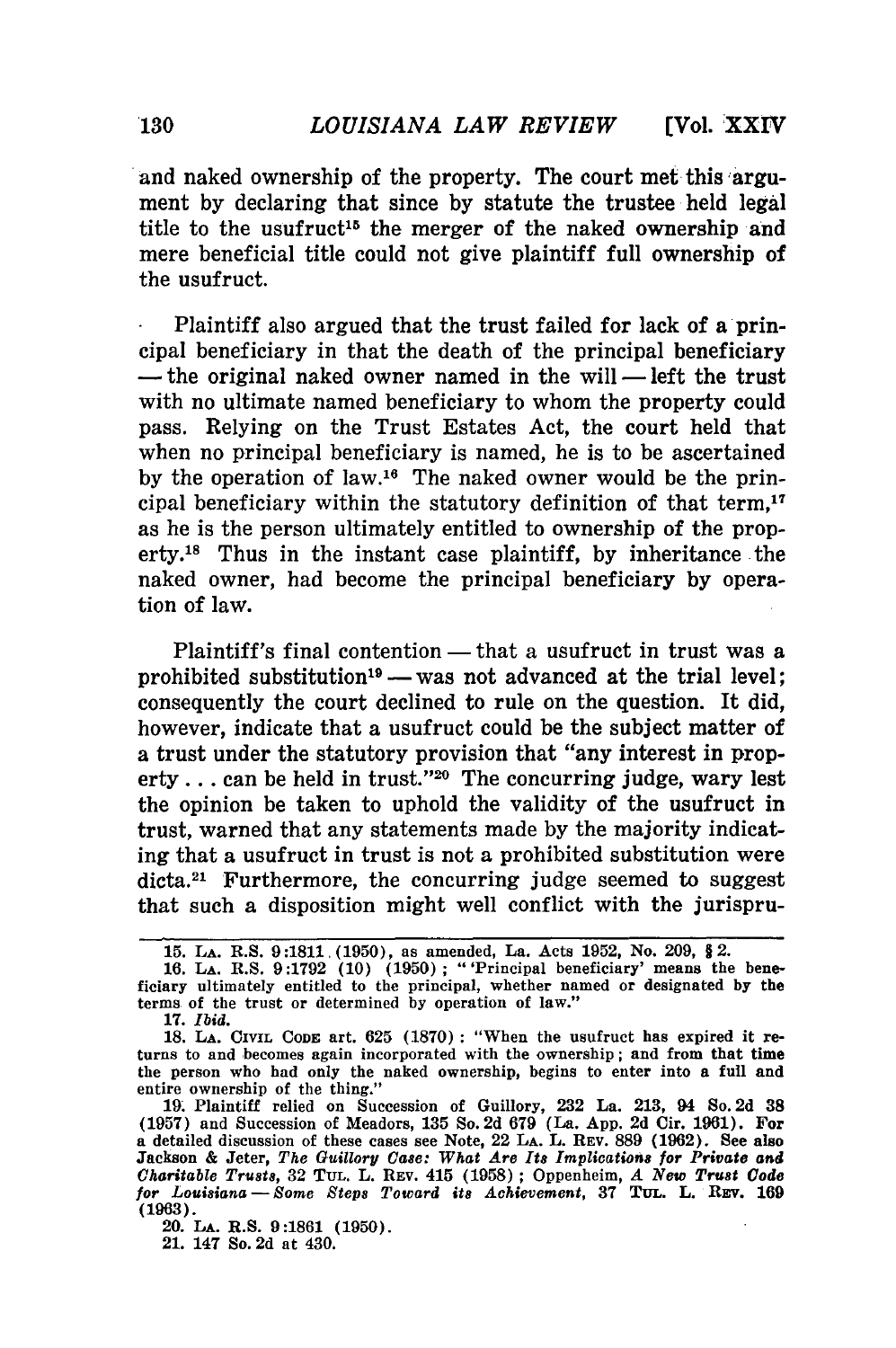and naked ownership of the property. The court met this argument by declaring that since by statute the trustee held legal title to the usufruct[15] the merger of the naked ownership and mere beneficial title could not give plaintiff full ownership of the usufruct.

Plaintiff also argued that the trust failed for lack of a principal beneficiary in that the death of the principal beneficiary — the original naked owner named in the will — left the trust with no ultimate named beneficiary to whom the property could pass. Relying on the Trust Estates Act, the court held that when no principal beneficiary is named, he is to be ascertained by the operation of law.[16] The naked owner would be the principal beneficiary within the statutory definition of that term,[17] as he is the person ultimately entitled to ownership of the property.[18] Thus in the instant case plaintiff, by inheritance the naked owner, had become the principal beneficiary by operation of law.

Plaintiff's final contention — that a usufruct in trust was a prohibited substitution[19] — was not advanced at the trial level; consequently the court declined to rule on the question. It did, however, indicate that a usufruct could be the subject matter of a trust under the statutory provision that "any interest in property . . . can be held in trust."[20] The concurring judge, wary lest the opinion be taken to uphold the validity of the usufruct in trust, warned that any statements made by the majority indicating that a usufruct in trust is not a prohibited substitution were dicta.[21] Furthermore, the concurring judge seemed to suggest that such a disposition might well conflict with the jurispru-

---

15. LA. R.S. 9:1811 (1950), as amended, La. Acts 1952, No. 209, § 2.

16. LA. R.S. 9:1792 (10) (1950); "'Principal beneficiary' means the beneficiary ultimately entitled to the principal, whether named or designated by the terms of the trust or determined by operation of law."

17. *Ibid.*

18. LA. CIVIL CODE art. 625 (1870): "When the usufruct has expired it returns to and becomes again incorporated with the ownership; and from that time the person who had only the naked ownership, begins to enter into a full and entire ownership of the thing."

19. Plaintiff relied on Succession of Guillory, 232 La. 213, 94 So. 2d 38 (1957) and Succession of Meadors, 135 So. 2d 679 (La. App. 2d Cir. 1961). For a detailed discussion of these cases see Note, 22 LA. L. REV. 889 (1962). See also Jackson & Jeter, *The Guillory Case: What Are Its Implications for Private and Charitable Trusts*, 32 TUL. L. REV. 415 (1958); Oppenheim, *A New Trust Code for Louisiana — Some Steps Toward its Achievement*, 37 TUL. L. REV. 169 (1963).

20. LA. R.S. 9:1861 (1950).

21. 147 So. 2d at 430.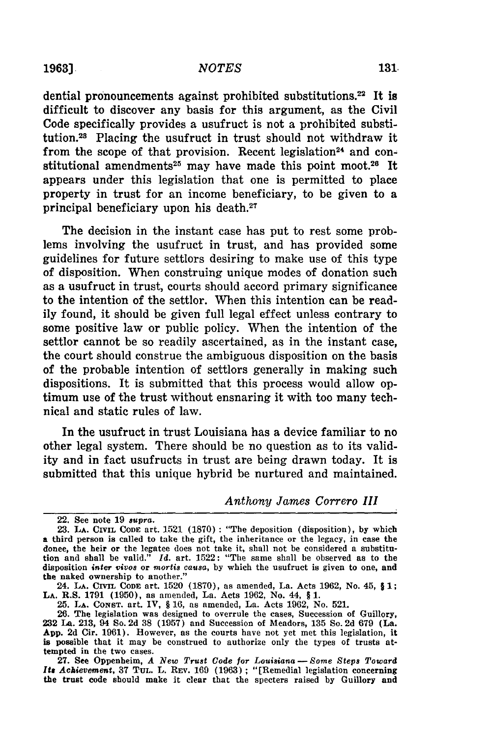dential pronouncements against prohibited substitutions.[22] It is difficult to discover any basis for this argument, as the Civil Code specifically provides a usufruct is not a prohibited substitution.[23] Placing the usufruct in trust should not withdraw it from the scope of that provision. Recent legislation[24] and constitutional amendments[25] may have made this point moot.[26] It appears under this legislation that one is permitted to place property in trust for an income beneficiary, to be given to a principal beneficiary upon his death.[27]

The decision in the instant case has put to rest some problems involving the usufruct in trust, and has provided some guidelines for future settlors desiring to make use of this type of disposition. When construing unique modes of donation such as a usufruct in trust, courts should accord primary significance to the intention of the settlor. When this intention can be readily found, it should be given full legal effect unless contrary to some positive law or public policy. When the intention of the settlor cannot be so readily ascertained, as in the instant case, the court should construe the ambiguous disposition on the basis of the probable intention of settlors generally in making such dispositions. It is submitted that this process would allow optimum use of the trust without ensnaring it with too many technical and static rules of law.

In the usufruct in trust Louisiana has a device familiar to no other legal system. There should be no question as to its validity and in fact usufructs in trust are being drawn today. It is submitted that this unique hybrid be nurtured and maintained.

*Anthony James Correro III*

---

22. See note 19 *supra*.

23. LA. CIVIL CODE art. 1521 (1870): "The deposition (disposition), by which a third person is called to take the gift, the inheritance or the legacy, in case the donee, the heir or the legatee does not take it, shall not be considered a substitution and shall be valid." *Id.* art. 1522: "The same shall be observed as to the disposition *inter vivos* or *mortis causa*, by which the usufruct is given to one, and the naked ownership to another."

24. LA. CIVIL CODE art. 1520 (1870), as amended, La. Acts 1962, No. 45, § 1; LA. R.S. 1791 (1950), as amended, La. Acts 1962, No. 44, § 1.

25. LA. CONST. art. IV, § 16, as amended, La. Acts 1962, No. 521.

26. The legislation was designed to overrule the cases, Succession of Guillory, 232 La. 213, 94 So. 2d 38 (1957) and Succession of Meadors, 135 So. 2d 679 (La. App. 2d Cir. 1961). However, as the courts have not yet met this legislation, it is possible that it may be construed to authorize only the types of trusts attempted in the two cases.

27. See Oppenheim, *A New Trust Code for Louisiana — Some Steps Toward Its Achievement*, 37 TUL. L. REV. 169 (1963); "[Remedial legislation concerning the trust code should make it clear that the specters raised by Guillory and